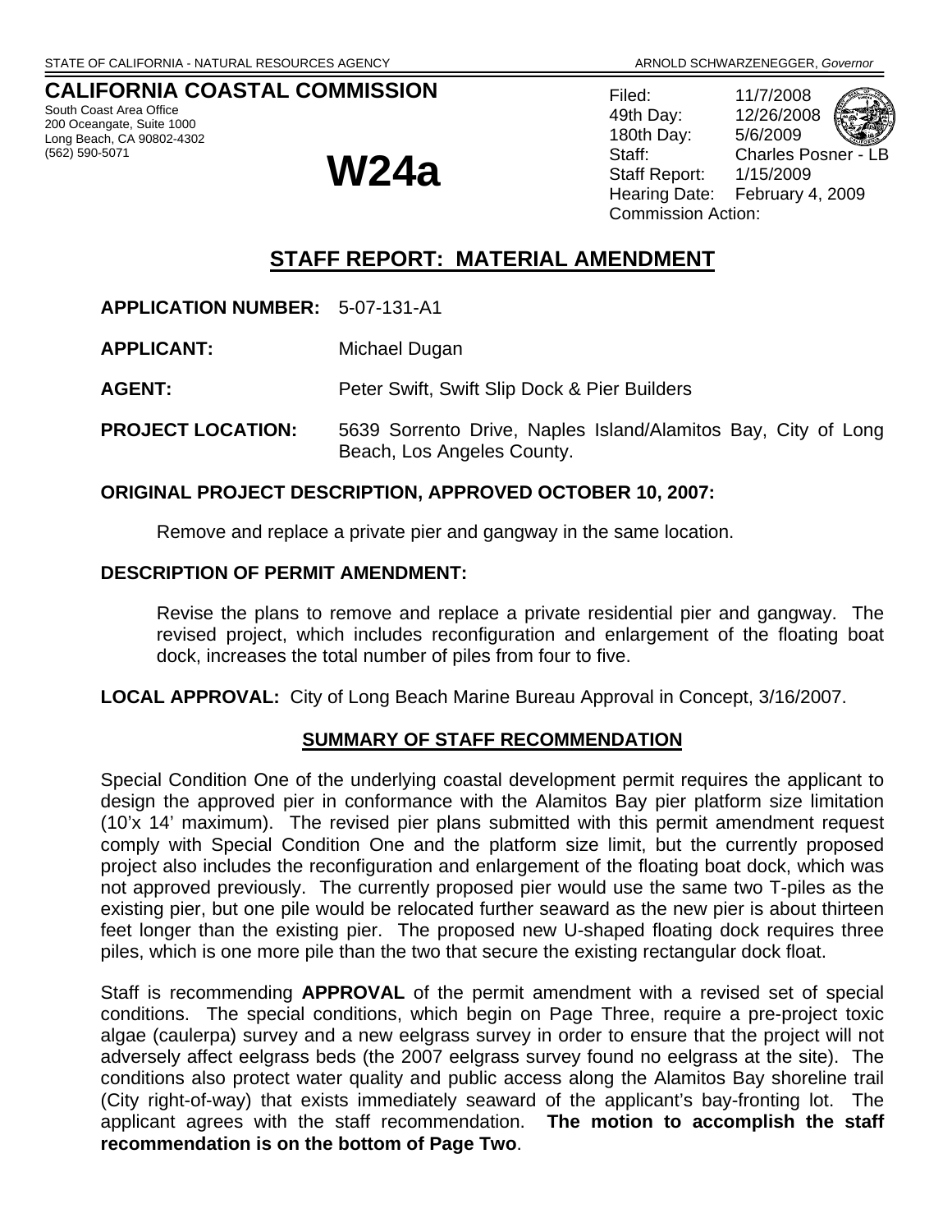STATE OF CALIFORNIA - NATURAL RESOURCES AGENCY ARNOLD SCHWARZENEGGER, *Governor*

# CALIFORNIA COASTAL COMMISSION

South Coast Area Office
200 Oceangate, Suite 1000
Long Beach, CA 90802-4302
(562) 590-5071

# W24a

Filed: 11/7/2008
49th Day: 12/26/2008
180th Day: 5/6/2009
Staff: Charles Posner - LB
Staff Report: 1/15/2009
Hearing Date: February 4, 2009
Commission Action:

## STAFF REPORT: MATERIAL AMENDMENT

**APPLICATION NUMBER:** 5-07-131-A1

**APPLICANT:** Michael Dugan

**AGENT:** Peter Swift, Swift Slip Dock & Pier Builders

**PROJECT LOCATION:** 5639 Sorrento Drive, Naples Island/Alamitos Bay, City of Long Beach, Los Angeles County.

**ORIGINAL PROJECT DESCRIPTION, APPROVED OCTOBER 10, 2007:**

Remove and replace a private pier and gangway in the same location.

**DESCRIPTION OF PERMIT AMENDMENT:**

Revise the plans to remove and replace a private residential pier and gangway. The revised project, which includes reconfiguration and enlargement of the floating boat dock, increases the total number of piles from four to five.

**LOCAL APPROVAL:** City of Long Beach Marine Bureau Approval in Concept, 3/16/2007.

### SUMMARY OF STAFF RECOMMENDATION

Special Condition One of the underlying coastal development permit requires the applicant to design the approved pier in conformance with the Alamitos Bay pier platform size limitation (10'x 14' maximum). The revised pier plans submitted with this permit amendment request comply with Special Condition One and the platform size limit, but the currently proposed project also includes the reconfiguration and enlargement of the floating boat dock, which was not approved previously. The currently proposed pier would use the same two T-piles as the existing pier, but one pile would be relocated further seaward as the new pier is about thirteen feet longer than the existing pier. The proposed new U-shaped floating dock requires three piles, which is one more pile than the two that secure the existing rectangular dock float.

Staff is recommending **APPROVAL** of the permit amendment with a revised set of special conditions. The special conditions, which begin on Page Three, require a pre-project toxic algae (caulerpa) survey and a new eelgrass survey in order to ensure that the project will not adversely affect eelgrass beds (the 2007 eelgrass survey found no eelgrass at the site). The conditions also protect water quality and public access along the Alamitos Bay shoreline trail (City right-of-way) that exists immediately seaward of the applicant's bay-fronting lot. The applicant agrees with the staff recommendation. **The motion to accomplish the staff recommendation is on the bottom of Page Two**.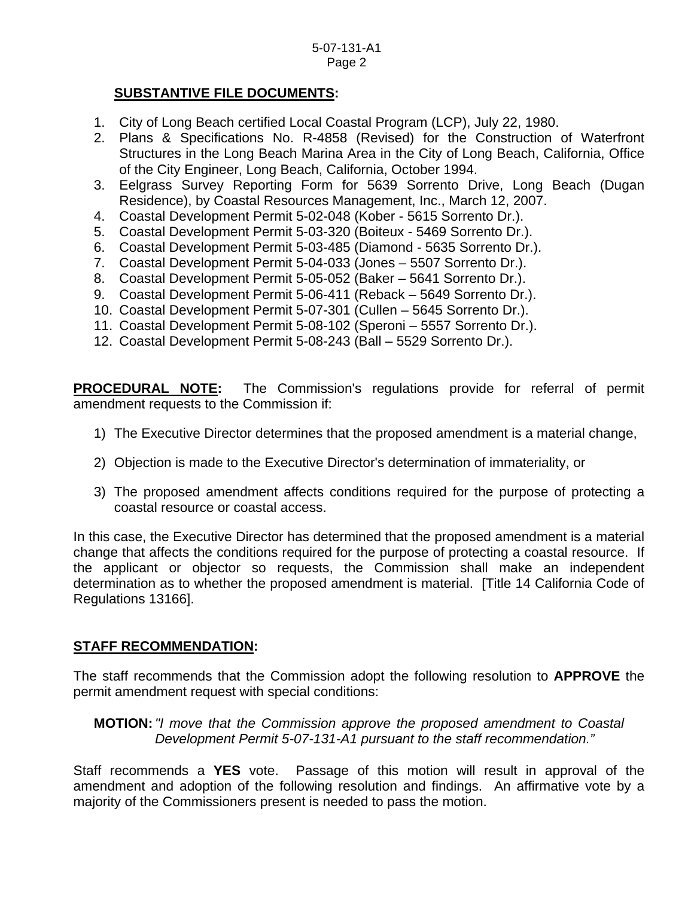**SUBSTANTIVE FILE DOCUMENTS:**

1. City of Long Beach certified Local Coastal Program (LCP), July 22, 1980.
2. Plans & Specifications No. R-4858 (Revised) for the Construction of Waterfront Structures in the Long Beach Marina Area in the City of Long Beach, California, Office of the City Engineer, Long Beach, California, October 1994.
3. Eelgrass Survey Reporting Form for 5639 Sorrento Drive, Long Beach (Dugan Residence), by Coastal Resources Management, Inc., March 12, 2007.
4. Coastal Development Permit 5-02-048 (Kober - 5615 Sorrento Dr.).
5. Coastal Development Permit 5-03-320 (Boiteux - 5469 Sorrento Dr.).
6. Coastal Development Permit 5-03-485 (Diamond - 5635 Sorrento Dr.).
7. Coastal Development Permit 5-04-033 (Jones – 5507 Sorrento Dr.).
8. Coastal Development Permit 5-05-052 (Baker – 5641 Sorrento Dr.).
9. Coastal Development Permit 5-06-411 (Reback – 5649 Sorrento Dr.).
10. Coastal Development Permit 5-07-301 (Cullen – 5645 Sorrento Dr.).
11. Coastal Development Permit 5-08-102 (Speroni – 5557 Sorrento Dr.).
12. Coastal Development Permit 5-08-243 (Ball – 5529 Sorrento Dr.).

**PROCEDURAL NOTE:** The Commission's regulations provide for referral of permit amendment requests to the Commission if:

1) The Executive Director determines that the proposed amendment is a material change,
2) Objection is made to the Executive Director's determination of immateriality, or
3) The proposed amendment affects conditions required for the purpose of protecting a coastal resource or coastal access.

In this case, the Executive Director has determined that the proposed amendment is a material change that affects the conditions required for the purpose of protecting a coastal resource. If the applicant or objector so requests, the Commission shall make an independent determination as to whether the proposed amendment is material. [Title 14 California Code of Regulations 13166].

**STAFF RECOMMENDATION:**

The staff recommends that the Commission adopt the following resolution to **APPROVE** the permit amendment request with special conditions:

**MOTION:** *"I move that the Commission approve the proposed amendment to Coastal Development Permit 5-07-131-A1 pursuant to the staff recommendation."*

Staff recommends a **YES** vote. Passage of this motion will result in approval of the amendment and adoption of the following resolution and findings. An affirmative vote by a majority of the Commissioners present is needed to pass the motion.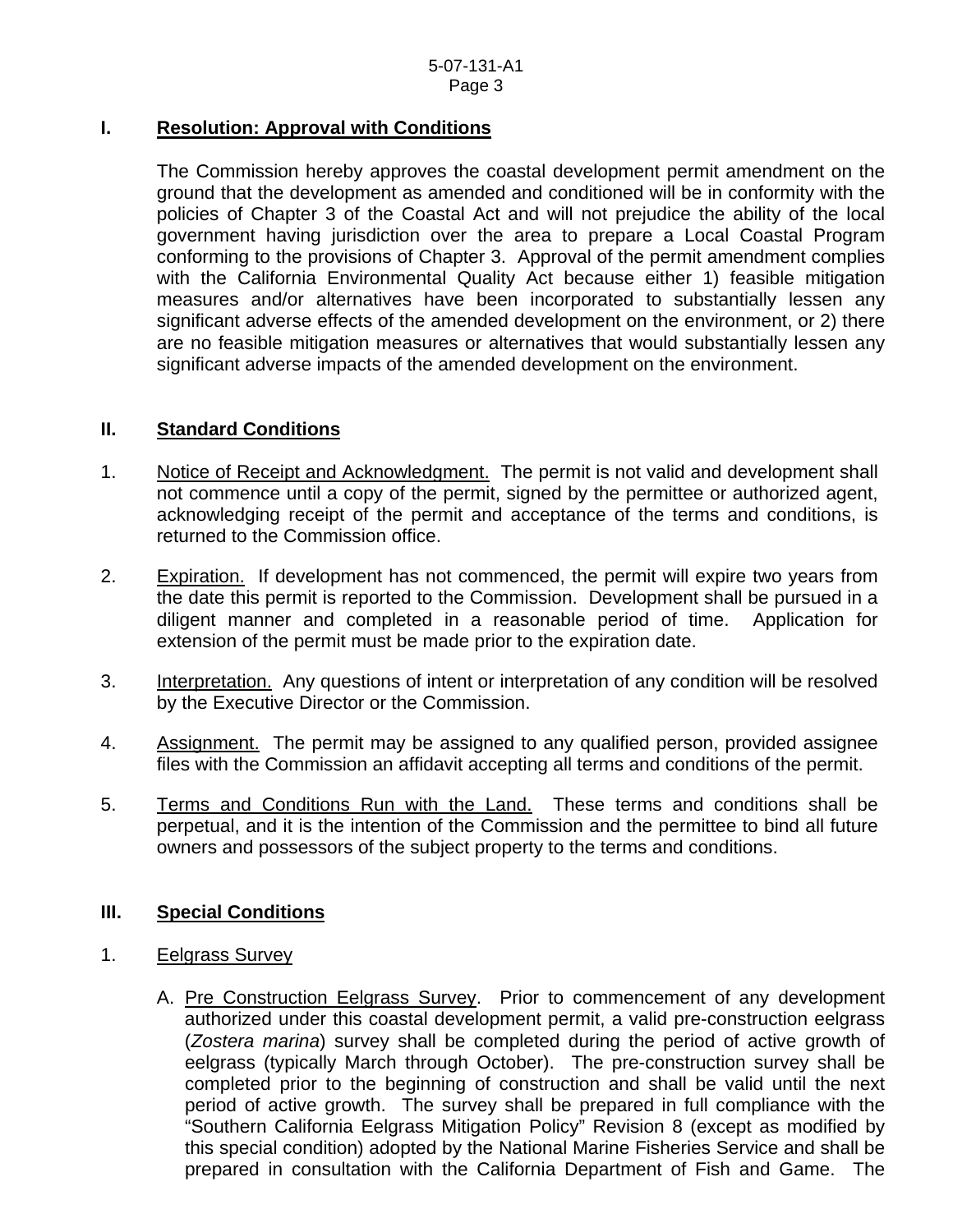## I. Resolution: Approval with Conditions

The Commission hereby approves the coastal development permit amendment on the ground that the development as amended and conditioned will be in conformity with the policies of Chapter 3 of the Coastal Act and will not prejudice the ability of the local government having jurisdiction over the area to prepare a Local Coastal Program conforming to the provisions of Chapter 3. Approval of the permit amendment complies with the California Environmental Quality Act because either 1) feasible mitigation measures and/or alternatives have been incorporated to substantially lessen any significant adverse effects of the amended development on the environment, or 2) there are no feasible mitigation measures or alternatives that would substantially lessen any significant adverse impacts of the amended development on the environment.

## II. Standard Conditions

1. Notice of Receipt and Acknowledgment. The permit is not valid and development shall not commence until a copy of the permit, signed by the permittee or authorized agent, acknowledging receipt of the permit and acceptance of the terms and conditions, is returned to the Commission office.

2. Expiration. If development has not commenced, the permit will expire two years from the date this permit is reported to the Commission. Development shall be pursued in a diligent manner and completed in a reasonable period of time. Application for extension of the permit must be made prior to the expiration date.

3. Interpretation. Any questions of intent or interpretation of any condition will be resolved by the Executive Director or the Commission.

4. Assignment. The permit may be assigned to any qualified person, provided assignee files with the Commission an affidavit accepting all terms and conditions of the permit.

5. Terms and Conditions Run with the Land. These terms and conditions shall be perpetual, and it is the intention of the Commission and the permittee to bind all future owners and possessors of the subject property to the terms and conditions.

## III. Special Conditions

1. Eelgrass Survey

   A. Pre Construction Eelgrass Survey. Prior to commencement of any development authorized under this coastal development permit, a valid pre-construction eelgrass (*Zostera marina*) survey shall be completed during the period of active growth of eelgrass (typically March through October). The pre-construction survey shall be completed prior to the beginning of construction and shall be valid until the next period of active growth. The survey shall be prepared in full compliance with the "Southern California Eelgrass Mitigation Policy" Revision 8 (except as modified by this special condition) adopted by the National Marine Fisheries Service and shall be prepared in consultation with the California Department of Fish and Game. The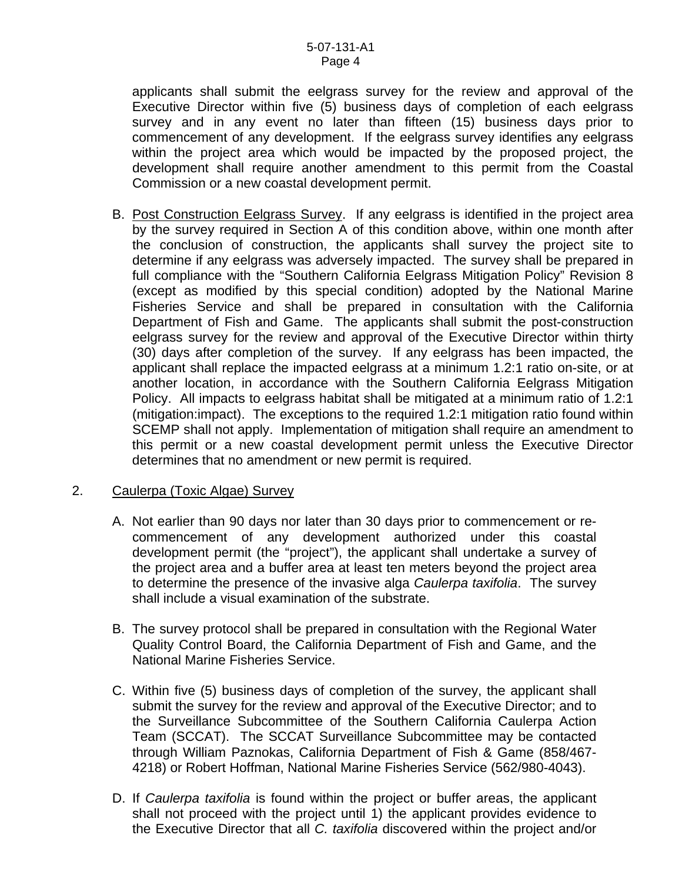applicants shall submit the eelgrass survey for the review and approval of the Executive Director within five (5) business days of completion of each eelgrass survey and in any event no later than fifteen (15) business days prior to commencement of any development. If the eelgrass survey identifies any eelgrass within the project area which would be impacted by the proposed project, the development shall require another amendment to this permit from the Coastal Commission or a new coastal development permit.

B. Post Construction Eelgrass Survey. If any eelgrass is identified in the project area by the survey required in Section A of this condition above, within one month after the conclusion of construction, the applicants shall survey the project site to determine if any eelgrass was adversely impacted. The survey shall be prepared in full compliance with the "Southern California Eelgrass Mitigation Policy" Revision 8 (except as modified by this special condition) adopted by the National Marine Fisheries Service and shall be prepared in consultation with the California Department of Fish and Game. The applicants shall submit the post-construction eelgrass survey for the review and approval of the Executive Director within thirty (30) days after completion of the survey. If any eelgrass has been impacted, the applicant shall replace the impacted eelgrass at a minimum 1.2:1 ratio on-site, or at another location, in accordance with the Southern California Eelgrass Mitigation Policy. All impacts to eelgrass habitat shall be mitigated at a minimum ratio of 1.2:1 (mitigation:impact). The exceptions to the required 1.2:1 mitigation ratio found within SCEMP shall not apply. Implementation of mitigation shall require an amendment to this permit or a new coastal development permit unless the Executive Director determines that no amendment or new permit is required.

2. Caulerpa (Toxic Algae) Survey

A. Not earlier than 90 days nor later than 30 days prior to commencement or re-commencement of any development authorized under this coastal development permit (the "project"), the applicant shall undertake a survey of the project area and a buffer area at least ten meters beyond the project area to determine the presence of the invasive alga *Caulerpa taxifolia*. The survey shall include a visual examination of the substrate.

B. The survey protocol shall be prepared in consultation with the Regional Water Quality Control Board, the California Department of Fish and Game, and the National Marine Fisheries Service.

C. Within five (5) business days of completion of the survey, the applicant shall submit the survey for the review and approval of the Executive Director; and to the Surveillance Subcommittee of the Southern California Caulerpa Action Team (SCCAT). The SCCAT Surveillance Subcommittee may be contacted through William Paznokas, California Department of Fish & Game (858/467-4218) or Robert Hoffman, National Marine Fisheries Service (562/980-4043).

D. If *Caulerpa taxifolia* is found within the project or buffer areas, the applicant shall not proceed with the project until 1) the applicant provides evidence to the Executive Director that all *C. taxifolia* discovered within the project and/or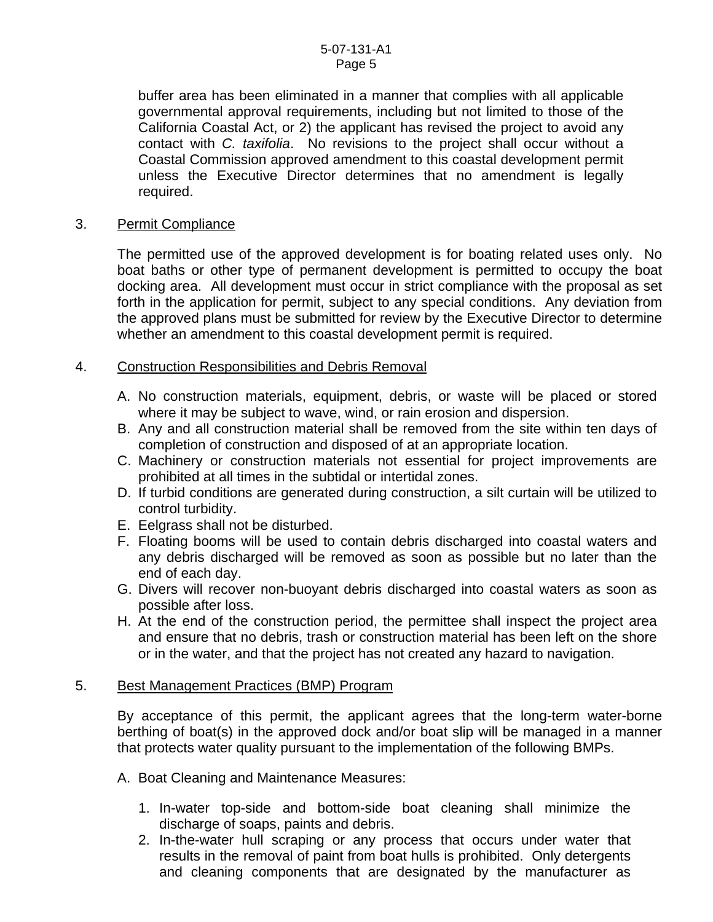buffer area has been eliminated in a manner that complies with all applicable governmental approval requirements, including but not limited to those of the California Coastal Act, or 2) the applicant has revised the project to avoid any contact with *C. taxifolia*. No revisions to the project shall occur without a Coastal Commission approved amendment to this coastal development permit unless the Executive Director determines that no amendment is legally required.

3. Permit Compliance

The permitted use of the approved development is for boating related uses only. No boat baths or other type of permanent development is permitted to occupy the boat docking area. All development must occur in strict compliance with the proposal as set forth in the application for permit, subject to any special conditions. Any deviation from the approved plans must be submitted for review by the Executive Director to determine whether an amendment to this coastal development permit is required.

4. Construction Responsibilities and Debris Removal

A. No construction materials, equipment, debris, or waste will be placed or stored where it may be subject to wave, wind, or rain erosion and dispersion.
B. Any and all construction material shall be removed from the site within ten days of completion of construction and disposed of at an appropriate location.
C. Machinery or construction materials not essential for project improvements are prohibited at all times in the subtidal or intertidal zones.
D. If turbid conditions are generated during construction, a silt curtain will be utilized to control turbidity.
E. Eelgrass shall not be disturbed.
F. Floating booms will be used to contain debris discharged into coastal waters and any debris discharged will be removed as soon as possible but no later than the end of each day.
G. Divers will recover non-buoyant debris discharged into coastal waters as soon as possible after loss.
H. At the end of the construction period, the permittee shall inspect the project area and ensure that no debris, trash or construction material has been left on the shore or in the water, and that the project has not created any hazard to navigation.

5. Best Management Practices (BMP) Program

By acceptance of this permit, the applicant agrees that the long-term water-borne berthing of boat(s) in the approved dock and/or boat slip will be managed in a manner that protects water quality pursuant to the implementation of the following BMPs.

A. Boat Cleaning and Maintenance Measures:

1. In-water top-side and bottom-side boat cleaning shall minimize the discharge of soaps, paints and debris.
2. In-the-water hull scraping or any process that occurs under water that results in the removal of paint from boat hulls is prohibited. Only detergents and cleaning components that are designated by the manufacturer as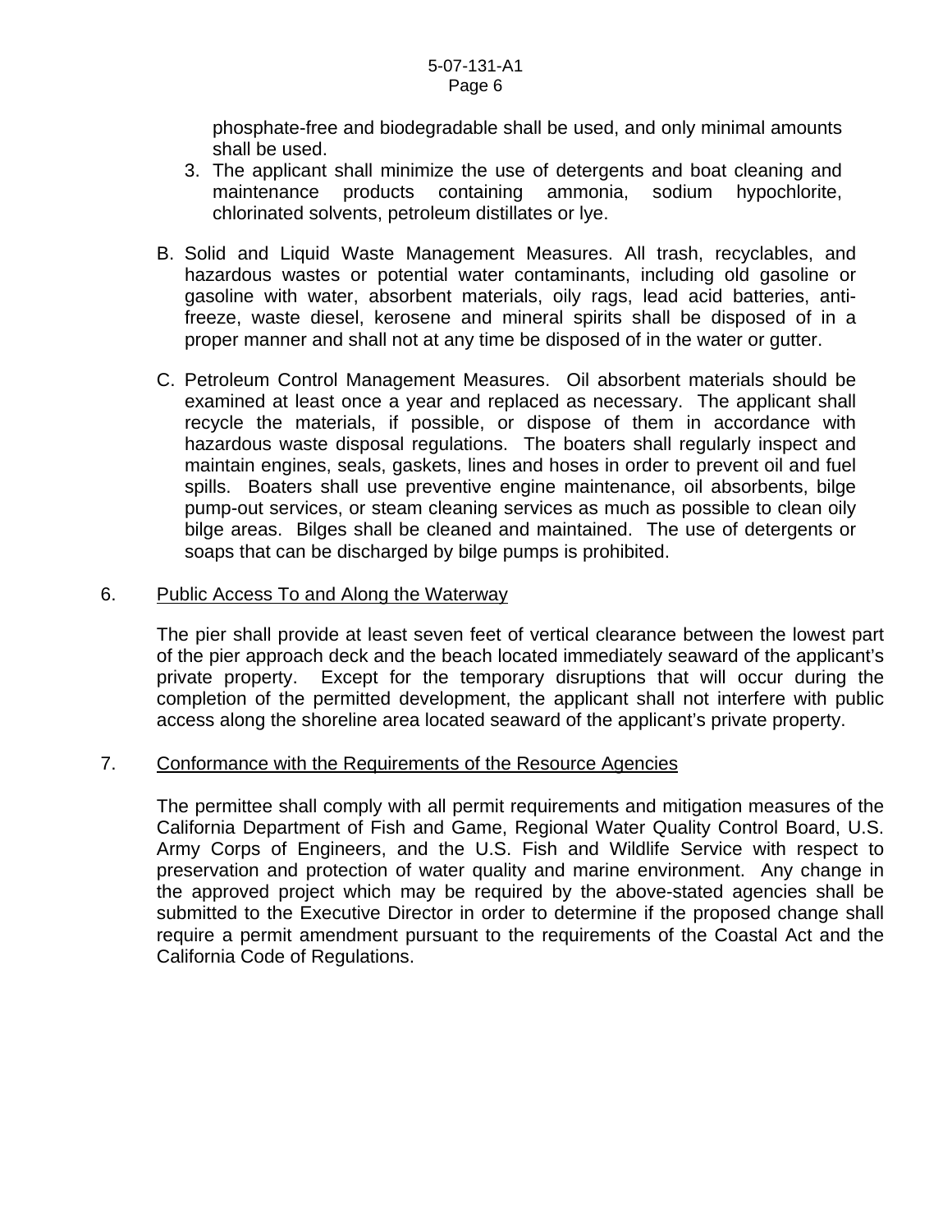phosphate-free and biodegradable shall be used, and only minimal amounts shall be used.

3. The applicant shall minimize the use of detergents and boat cleaning and maintenance products containing ammonia, sodium hypochlorite, chlorinated solvents, petroleum distillates or lye.

B. Solid and Liquid Waste Management Measures. All trash, recyclables, and hazardous wastes or potential water contaminants, including old gasoline or gasoline with water, absorbent materials, oily rags, lead acid batteries, anti-freeze, waste diesel, kerosene and mineral spirits shall be disposed of in a proper manner and shall not at any time be disposed of in the water or gutter.

C. Petroleum Control Management Measures. Oil absorbent materials should be examined at least once a year and replaced as necessary. The applicant shall recycle the materials, if possible, or dispose of them in accordance with hazardous waste disposal regulations. The boaters shall regularly inspect and maintain engines, seals, gaskets, lines and hoses in order to prevent oil and fuel spills. Boaters shall use preventive engine maintenance, oil absorbents, bilge pump-out services, or steam cleaning services as much as possible to clean oily bilge areas. Bilges shall be cleaned and maintained. The use of detergents or soaps that can be discharged by bilge pumps is prohibited.

6. Public Access To and Along the Waterway

The pier shall provide at least seven feet of vertical clearance between the lowest part of the pier approach deck and the beach located immediately seaward of the applicant's private property. Except for the temporary disruptions that will occur during the completion of the permitted development, the applicant shall not interfere with public access along the shoreline area located seaward of the applicant's private property.

7. Conformance with the Requirements of the Resource Agencies

The permittee shall comply with all permit requirements and mitigation measures of the California Department of Fish and Game, Regional Water Quality Control Board, U.S. Army Corps of Engineers, and the U.S. Fish and Wildlife Service with respect to preservation and protection of water quality and marine environment. Any change in the approved project which may be required by the above-stated agencies shall be submitted to the Executive Director in order to determine if the proposed change shall require a permit amendment pursuant to the requirements of the Coastal Act and the California Code of Regulations.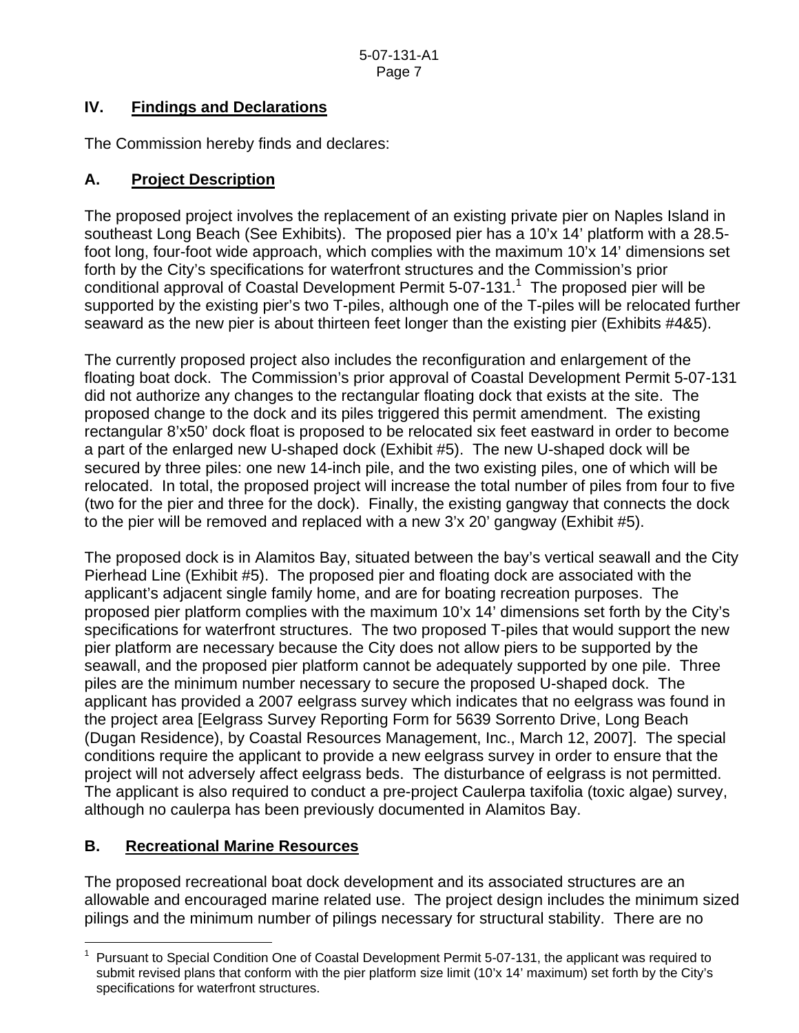## IV. Findings and Declarations

The Commission hereby finds and declares:

### A. Project Description

The proposed project involves the replacement of an existing private pier on Naples Island in southeast Long Beach (See Exhibits). The proposed pier has a 10'x 14' platform with a 28.5-foot long, four-foot wide approach, which complies with the maximum 10'x 14' dimensions set forth by the City's specifications for waterfront structures and the Commission's prior conditional approval of Coastal Development Permit 5-07-131.[1] The proposed pier will be supported by the existing pier's two T-piles, although one of the T-piles will be relocated further seaward as the new pier is about thirteen feet longer than the existing pier (Exhibits #4&5).

The currently proposed project also includes the reconfiguration and enlargement of the floating boat dock. The Commission's prior approval of Coastal Development Permit 5-07-131 did not authorize any changes to the rectangular floating dock that exists at the site. The proposed change to the dock and its piles triggered this permit amendment. The existing rectangular 8'x50' dock float is proposed to be relocated six feet eastward in order to become a part of the enlarged new U-shaped dock (Exhibit #5). The new U-shaped dock will be secured by three piles: one new 14-inch pile, and the two existing piles, one of which will be relocated. In total, the proposed project will increase the total number of piles from four to five (two for the pier and three for the dock). Finally, the existing gangway that connects the dock to the pier will be removed and replaced with a new 3'x 20' gangway (Exhibit #5).

The proposed dock is in Alamitos Bay, situated between the bay's vertical seawall and the City Pierhead Line (Exhibit #5). The proposed pier and floating dock are associated with the applicant's adjacent single family home, and are for boating recreation purposes. The proposed pier platform complies with the maximum 10'x 14' dimensions set forth by the City's specifications for waterfront structures. The two proposed T-piles that would support the new pier platform are necessary because the City does not allow piers to be supported by the seawall, and the proposed pier platform cannot be adequately supported by one pile. Three piles are the minimum number necessary to secure the proposed U-shaped dock. The applicant has provided a 2007 eelgrass survey which indicates that no eelgrass was found in the project area [Eelgrass Survey Reporting Form for 5639 Sorrento Drive, Long Beach (Dugan Residence), by Coastal Resources Management, Inc., March 12, 2007]. The special conditions require the applicant to provide a new eelgrass survey in order to ensure that the project will not adversely affect eelgrass beds. The disturbance of eelgrass is not permitted. The applicant is also required to conduct a pre-project Caulerpa taxifolia (toxic algae) survey, although no caulerpa has been previously documented in Alamitos Bay.

### B. Recreational Marine Resources

The proposed recreational boat dock development and its associated structures are an allowable and encouraged marine related use. The project design includes the minimum sized pilings and the minimum number of pilings necessary for structural stability. There are no

---

[1] Pursuant to Special Condition One of Coastal Development Permit 5-07-131, the applicant was required to submit revised plans that conform with the pier platform size limit (10'x 14' maximum) set forth by the City's specifications for waterfront structures.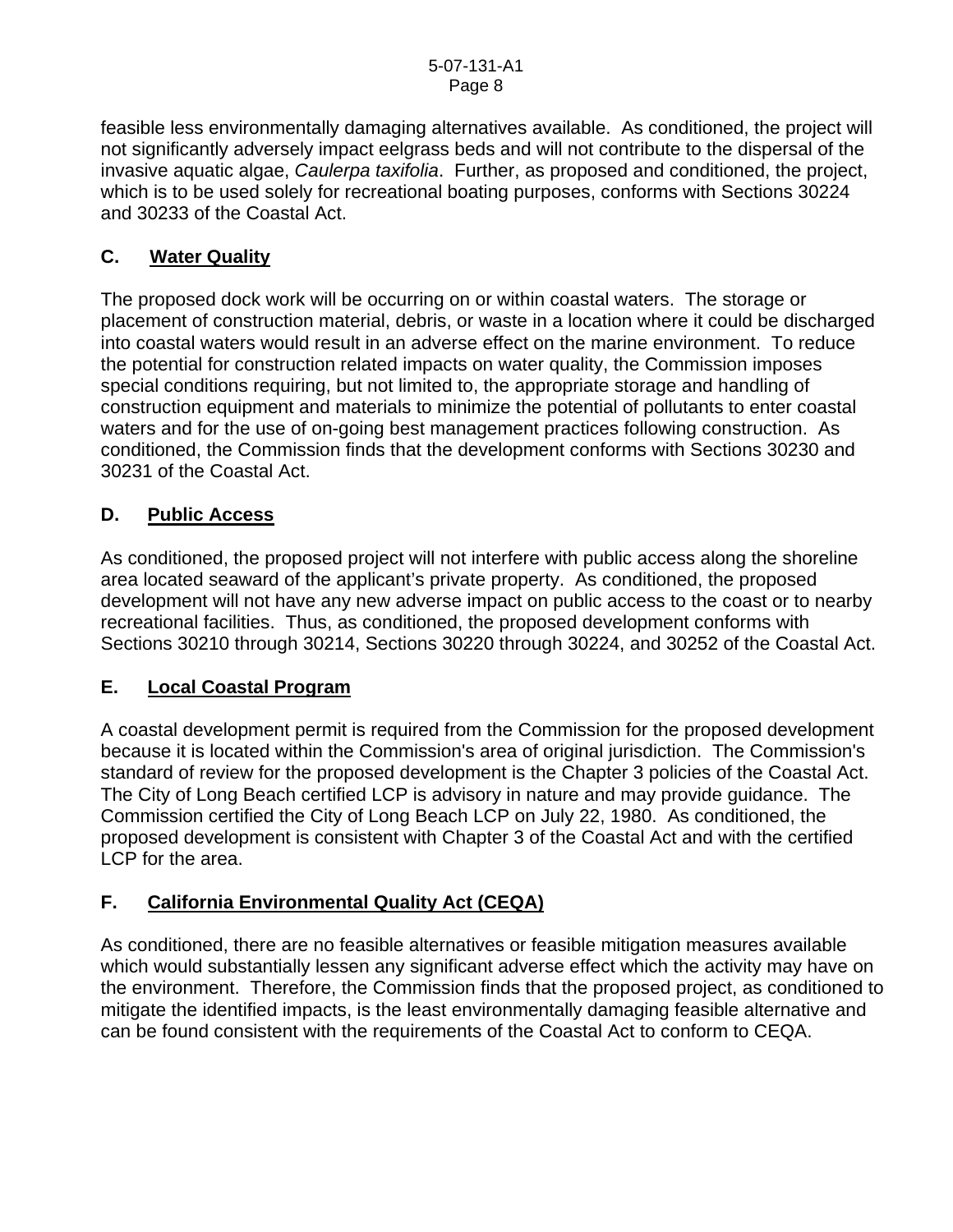feasible less environmentally damaging alternatives available. As conditioned, the project will not significantly adversely impact eelgrass beds and will not contribute to the dispersal of the invasive aquatic algae, *Caulerpa taxifolia*. Further, as proposed and conditioned, the project, which is to be used solely for recreational boating purposes, conforms with Sections 30224 and 30233 of the Coastal Act.

## C. <u>Water Quality</u>

The proposed dock work will be occurring on or within coastal waters. The storage or placement of construction material, debris, or waste in a location where it could be discharged into coastal waters would result in an adverse effect on the marine environment. To reduce the potential for construction related impacts on water quality, the Commission imposes special conditions requiring, but not limited to, the appropriate storage and handling of construction equipment and materials to minimize the potential of pollutants to enter coastal waters and for the use of on-going best management practices following construction. As conditioned, the Commission finds that the development conforms with Sections 30230 and 30231 of the Coastal Act.

## D. <u>Public Access</u>

As conditioned, the proposed project will not interfere with public access along the shoreline area located seaward of the applicant's private property. As conditioned, the proposed development will not have any new adverse impact on public access to the coast or to nearby recreational facilities. Thus, as conditioned, the proposed development conforms with Sections 30210 through 30214, Sections 30220 through 30224, and 30252 of the Coastal Act.

## E. <u>Local Coastal Program</u>

A coastal development permit is required from the Commission for the proposed development because it is located within the Commission's area of original jurisdiction. The Commission's standard of review for the proposed development is the Chapter 3 policies of the Coastal Act. The City of Long Beach certified LCP is advisory in nature and may provide guidance. The Commission certified the City of Long Beach LCP on July 22, 1980. As conditioned, the proposed development is consistent with Chapter 3 of the Coastal Act and with the certified LCP for the area.

## F. <u>California Environmental Quality Act (CEQA)</u>

As conditioned, there are no feasible alternatives or feasible mitigation measures available which would substantially lessen any significant adverse effect which the activity may have on the environment. Therefore, the Commission finds that the proposed project, as conditioned to mitigate the identified impacts, is the least environmentally damaging feasible alternative and can be found consistent with the requirements of the Coastal Act to conform to CEQA.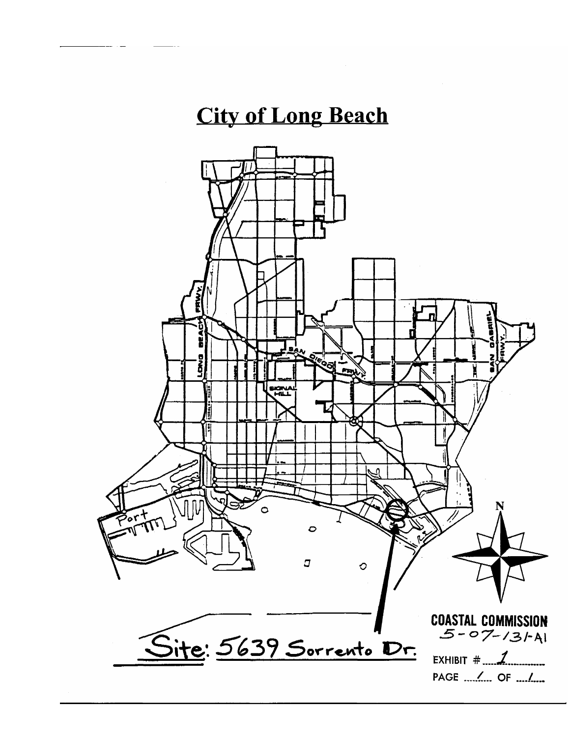# City of Long Beach

Site: 5639 Sorrento Dr.

COASTAL COMMISSION
5-07-131-A1

EXHIBIT # 1

PAGE 1 OF 1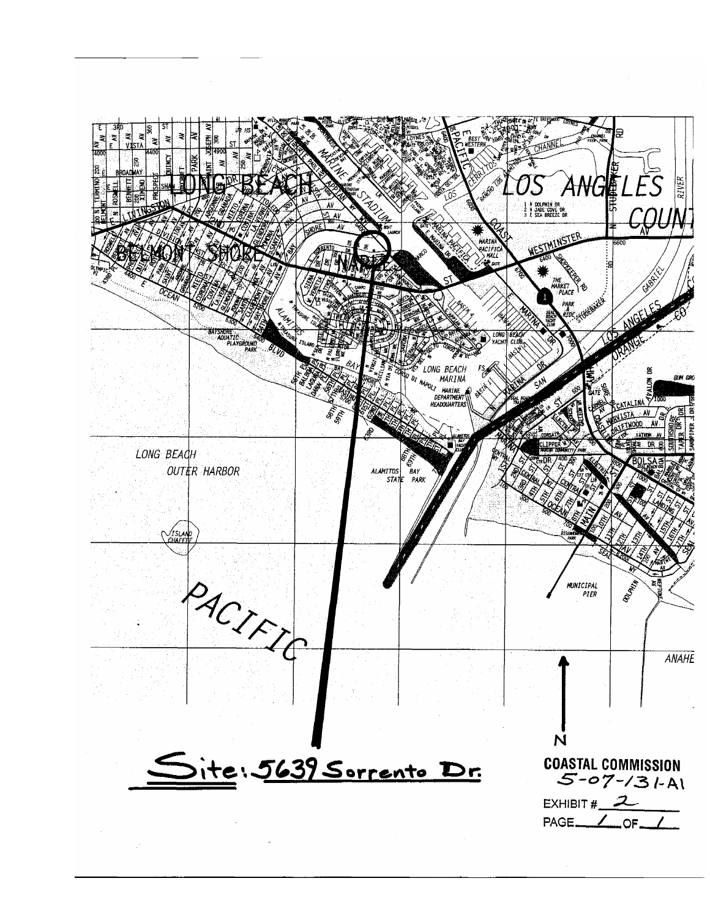Site: 5639 Sorrento Dr.

COASTAL COMMISSION
5-07-131-A1

EXHIBIT # 2

PAGE 1 OF 1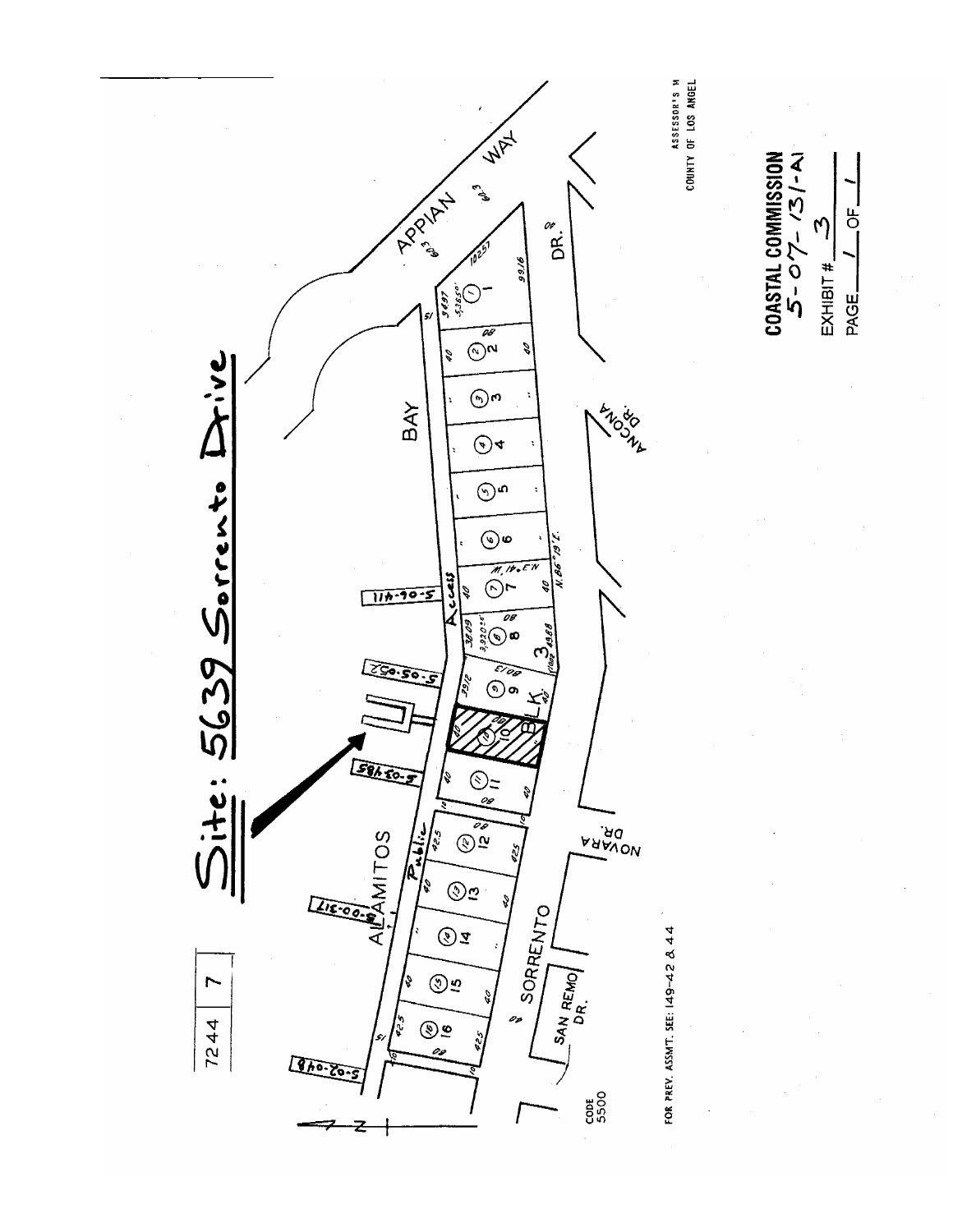# Site: 5639 Sorrento Drive

7244 | 7

APPIAN WAY

BAY

ALAMITOS

Public Access

BLK. 3

SORRENTO

DR.

ANCONA DR.

NOVARRA DR.

SAN REMO DR.

5-06-411

5-05-052

5-03-485

5-00-317

5-02-048

CODE 5500

FOR PREV. ASSMT. SEE: 149-42 & 44

ASSESSOR'S M
COUNTY OF LOS ANGEL

**COASTAL COMMISSION**
5-07-131-A1

EXHIBIT # 3

PAGE 1 OF 1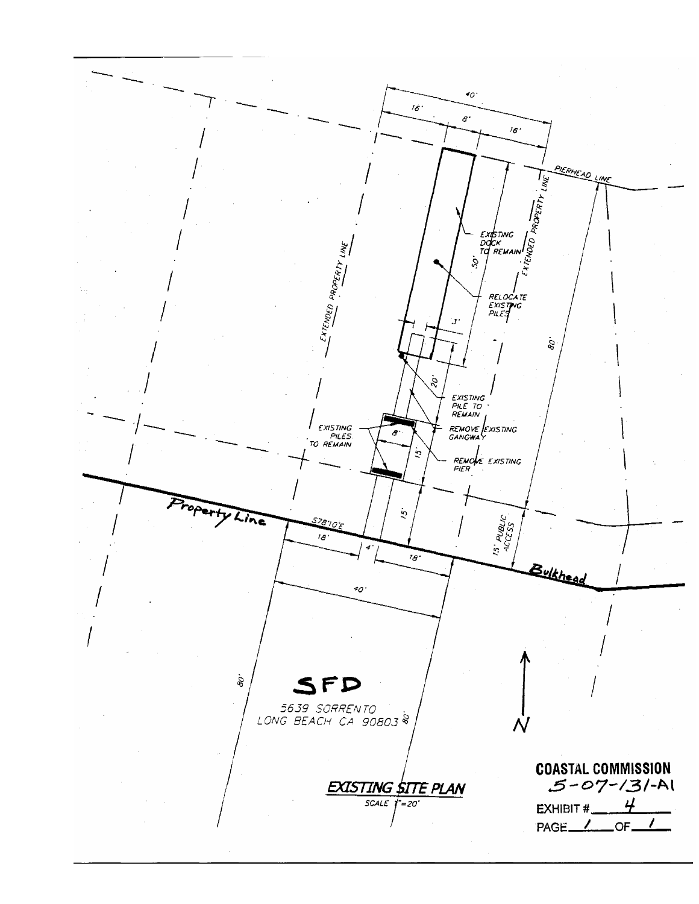40'

16' 8' 16'

PIERHEAD LINE

EXTENDED PROPERTY LINE

EXISTING DOCK TO REMAIN

50'

EXTENDED PROPERTY LINE

RELOCATE EXISTING PILES

3'

80'

20'

EXISTING PILE TO REMAIN

EXISTING PILES TO REMAIN

8'

REMOVE EXISTING GANGWAY

15'

REMOVE EXISTING PIER

Property Line

S78°10'E

15'

15' PUBLIC ACCESS

18' 4' 18'

Bulkhead

40'

80'

**SFD**

5639 SORRENTO
LONG BEACH CA 90803

80'

N

**EXISTING SITE PLAN**

SCALE 1"=20'

**COASTAL COMMISSION**
5-07-131-A1

EXHIBIT # 4

PAGE 1 OF 1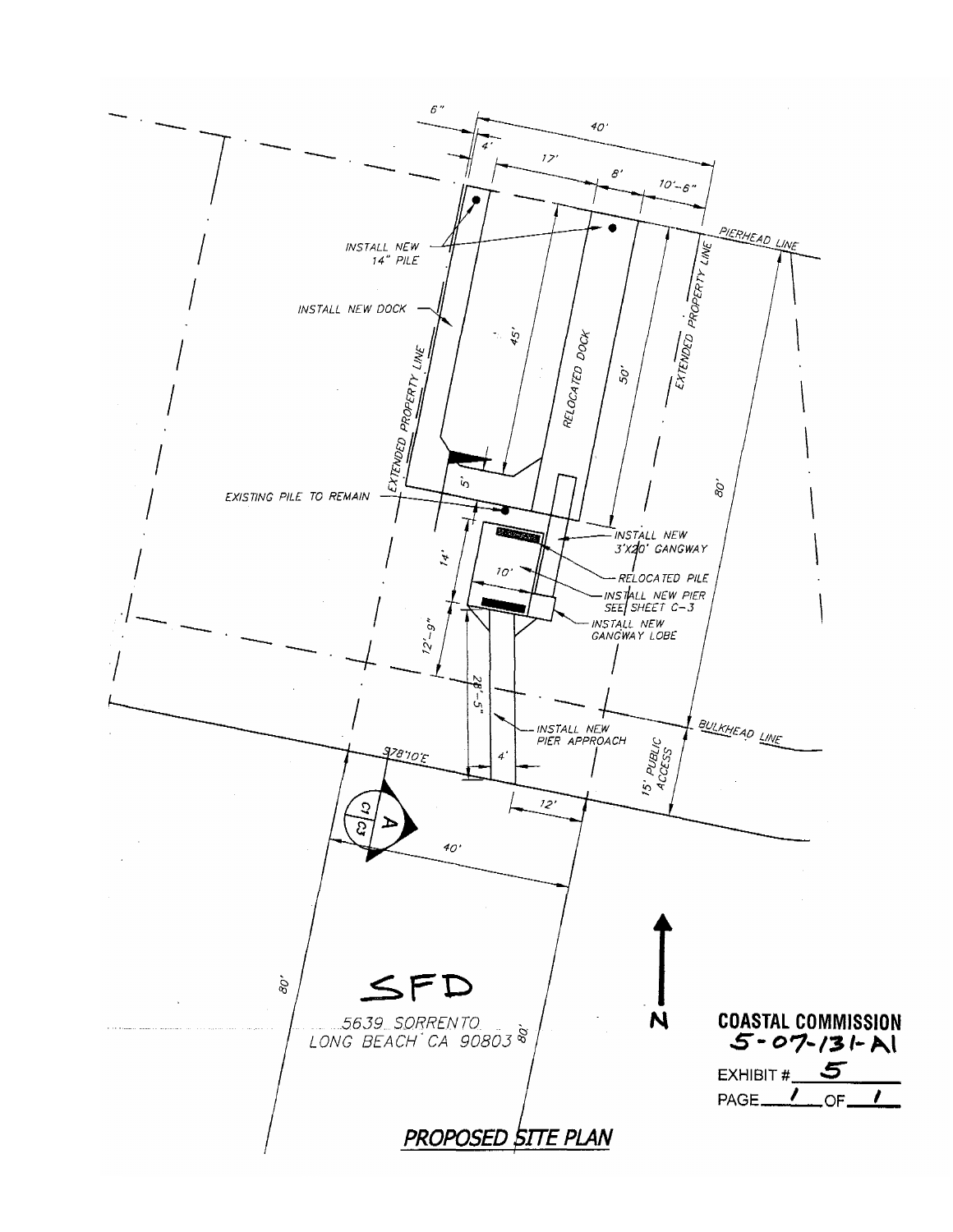6"

40'

4'

17'

8'

10'-6"

PIERHEAD LINE

INSTALL NEW 14" PILE

INSTALL NEW DOCK

45'

RELOCATED DOCK

50'

EXTENDED PROPERTY LINE

EXTENDED PROPERTY LINE

5'

EXISTING PILE TO REMAIN

80'

INSTALL NEW 3'X20' GANGWAY

14'

RELOCATED PILE

10'

INSTALL NEW PIER SEE SHEET C-3

12'-9"

INSTALL NEW GANGWAY LOBE

28'-5"

INSTALL NEW PIER APPROACH

BULKHEAD LINE

S78°10'E

4'

15' PUBLIC ACCESS

12'

A C1 C3

40'

80'

SFD

5639 SORRENTO LONG BEACH CA 90803

80'

N

**COASTAL COMMISSION**
**5-07-131-A1**

EXHIBIT # 5

PAGE 1 OF 1

**PROPOSED SITE PLAN**